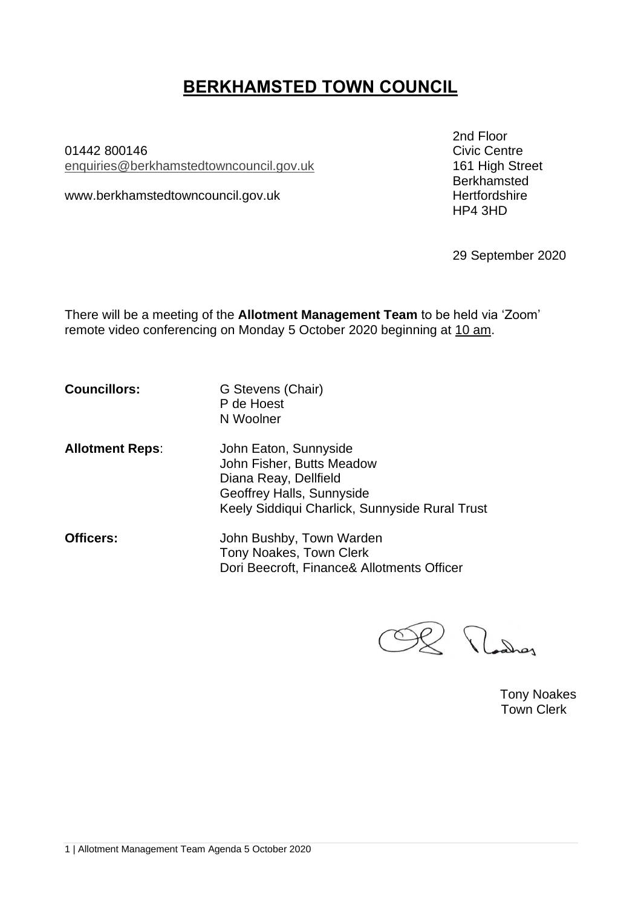# BERKHAMSTED TOWN COUNCIL

01442 800146
enquiries@berkhamstedtowncouncil.gov.uk

www.berkhamstedtowncouncil.gov.uk

2nd Floor
Civic Centre
161 High Street
Berkhamsted
Hertfordshire
HP4 3HD

29 September 2020

There will be a meeting of the **Allotment Management Team** to be held via 'Zoom' remote video conferencing on Monday 5 October 2020 beginning at 10 am.

**Councillors:**
G Stevens (Chair)
P de Hoest
N Woolner

**Allotment Reps**:
John Eaton, Sunnyside
John Fisher, Butts Meadow
Diana Reay, Dellfield
Geoffrey Halls, Sunnyside
Keely Siddiqui Charlick, Sunnyside Rural Trust

**Officers:**
John Bushby, Town Warden
Tony Noakes, Town Clerk
Dori Beecroft, Finance& Allotments Officer

Tony Noakes
Town Clerk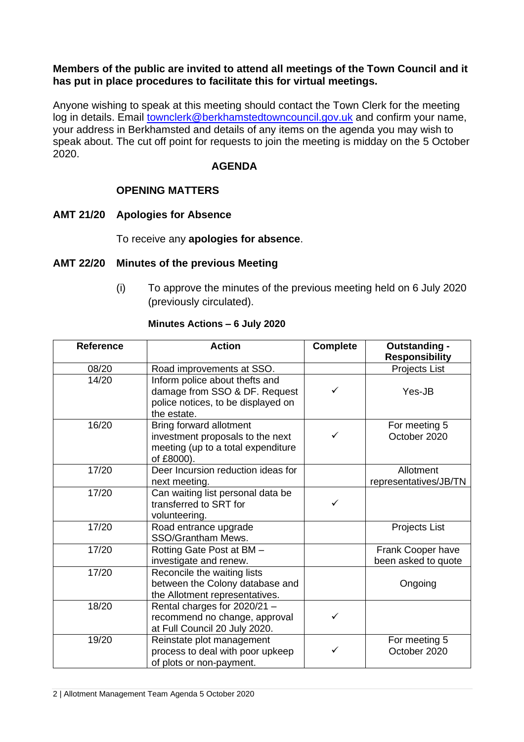**Members of the public are invited to attend all meetings of the Town Council and it has put in place procedures to facilitate this for virtual meetings.**

Anyone wishing to speak at this meeting should contact the Town Clerk for the meeting log in details. Email townclerk@berkhamstedtowncouncil.gov.uk and confirm your name, your address in Berkhamsted and details of any items on the agenda you may wish to speak about. The cut off point for requests to join the meeting is midday on the 5 October 2020.

## AGENDA

### OPENING MATTERS

### AMT 21/20 Apologies for Absence

To receive any **apologies for absence**.

### AMT 22/20 Minutes of the previous Meeting

(i) To approve the minutes of the previous meeting held on 6 July 2020 (previously circulated).

**Minutes Actions – 6 July 2020**

| Reference | Action | Complete | Outstanding - Responsibility |
|---|---|---|---|
| 08/20 | Road improvements at SSO. | | Projects List |
| 14/20 | Inform police about thefts and damage from SSO & DF. Request police notices, to be displayed on the estate. | ✓ | Yes-JB |
| 16/20 | Bring forward allotment investment proposals to the next meeting (up to a total expenditure of £8000). | ✓ | For meeting 5 October 2020 |
| 17/20 | Deer Incursion reduction ideas for next meeting. | | Allotment representatives/JB/TN |
| 17/20 | Can waiting list personal data be transferred to SRT for volunteering. | ✓ | |
| 17/20 | Road entrance upgrade SSO/Grantham Mews. | | Projects List |
| 17/20 | Rotting Gate Post at BM – investigate and renew. | | Frank Cooper have been asked to quote |
| 17/20 | Reconcile the waiting lists between the Colony database and the Allotment representatives. | | Ongoing |
| 18/20 | Rental charges for 2020/21 – recommend no change, approval at Full Council 20 July 2020. | ✓ | |
| 19/20 | Reinstate plot management process to deal with poor upkeep of plots or non-payment. | ✓ | For meeting 5 October 2020 |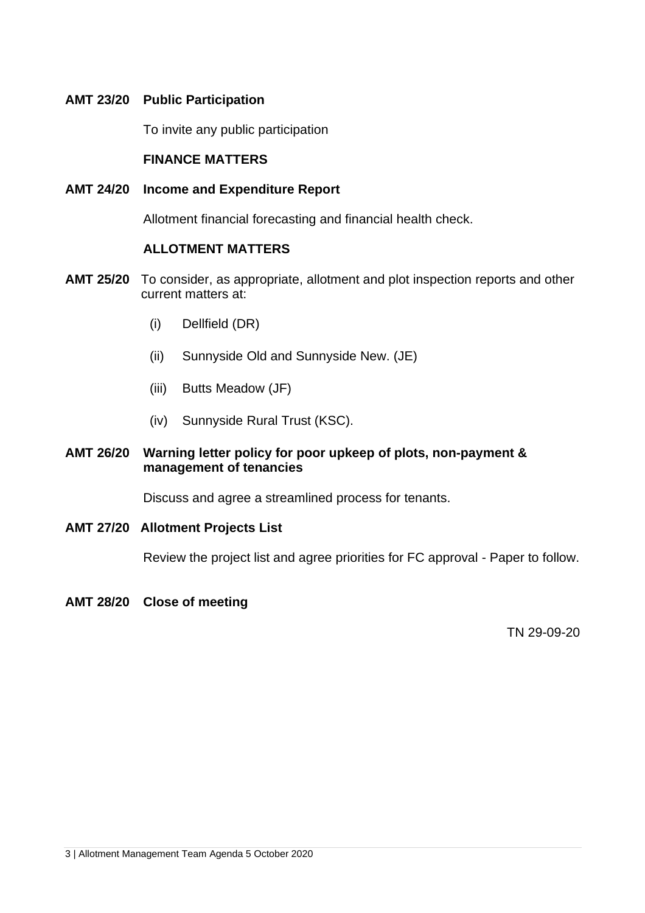**AMT 23/20 Public Participation**

To invite any public participation

**FINANCE MATTERS**

**AMT 24/20 Income and Expenditure Report**

Allotment financial forecasting and financial health check.

**ALLOTMENT MATTERS**

**AMT 25/20** To consider, as appropriate, allotment and plot inspection reports and other current matters at:

(i) Dellfield (DR)

(ii) Sunnyside Old and Sunnyside New. (JE)

(iii) Butts Meadow (JF)

(iv) Sunnyside Rural Trust (KSC).

**AMT 26/20 Warning letter policy for poor upkeep of plots, non-payment & management of tenancies**

Discuss and agree a streamlined process for tenants.

**AMT 27/20 Allotment Projects List**

Review the project list and agree priorities for FC approval - Paper to follow.

**AMT 28/20 Close of meeting**

TN 29-09-20